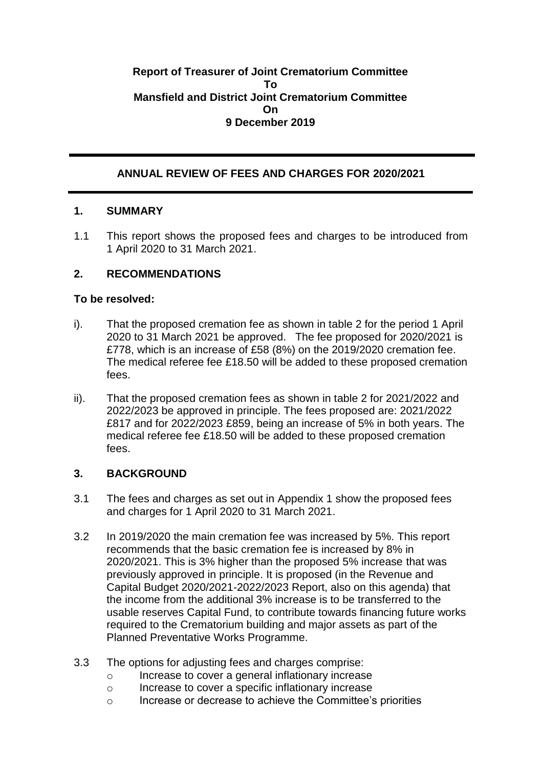**Report of Treasurer of Joint Crematorium Committee**
**To**
**Mansfield and District Joint Crematorium Committee**
**On**
**9 December 2019**

---

## ANNUAL REVIEW OF FEES AND CHARGES FOR 2020/2021

---

## 1. SUMMARY

1.1 This report shows the proposed fees and charges to be introduced from 1 April 2020 to 31 March 2021.

## 2. RECOMMENDATIONS

**To be resolved:**

i). That the proposed cremation fee as shown in table 2 for the period 1 April 2020 to 31 March 2021 be approved. The fee proposed for 2020/2021 is £778, which is an increase of £58 (8%) on the 2019/2020 cremation fee. The medical referee fee £18.50 will be added to these proposed cremation fees.

ii). That the proposed cremation fees as shown in table 2 for 2021/2022 and 2022/2023 be approved in principle. The fees proposed are: 2021/2022 £817 and for 2022/2023 £859, being an increase of 5% in both years. The medical referee fee £18.50 will be added to these proposed cremation fees.

## 3. BACKGROUND

3.1 The fees and charges as set out in Appendix 1 show the proposed fees and charges for 1 April 2020 to 31 March 2021.

3.2 In 2019/2020 the main cremation fee was increased by 5%. This report recommends that the basic cremation fee is increased by 8% in 2020/2021. This is 3% higher than the proposed 5% increase that was previously approved in principle. It is proposed (in the Revenue and Capital Budget 2020/2021-2022/2023 Report, also on this agenda) that the income from the additional 3% increase is to be transferred to the usable reserves Capital Fund, to contribute towards financing future works required to the Crematorium building and major assets as part of the Planned Preventative Works Programme.

3.3 The options for adjusting fees and charges comprise:

- Increase to cover a general inflationary increase
- Increase to cover a specific inflationary increase
- Increase or decrease to achieve the Committee's priorities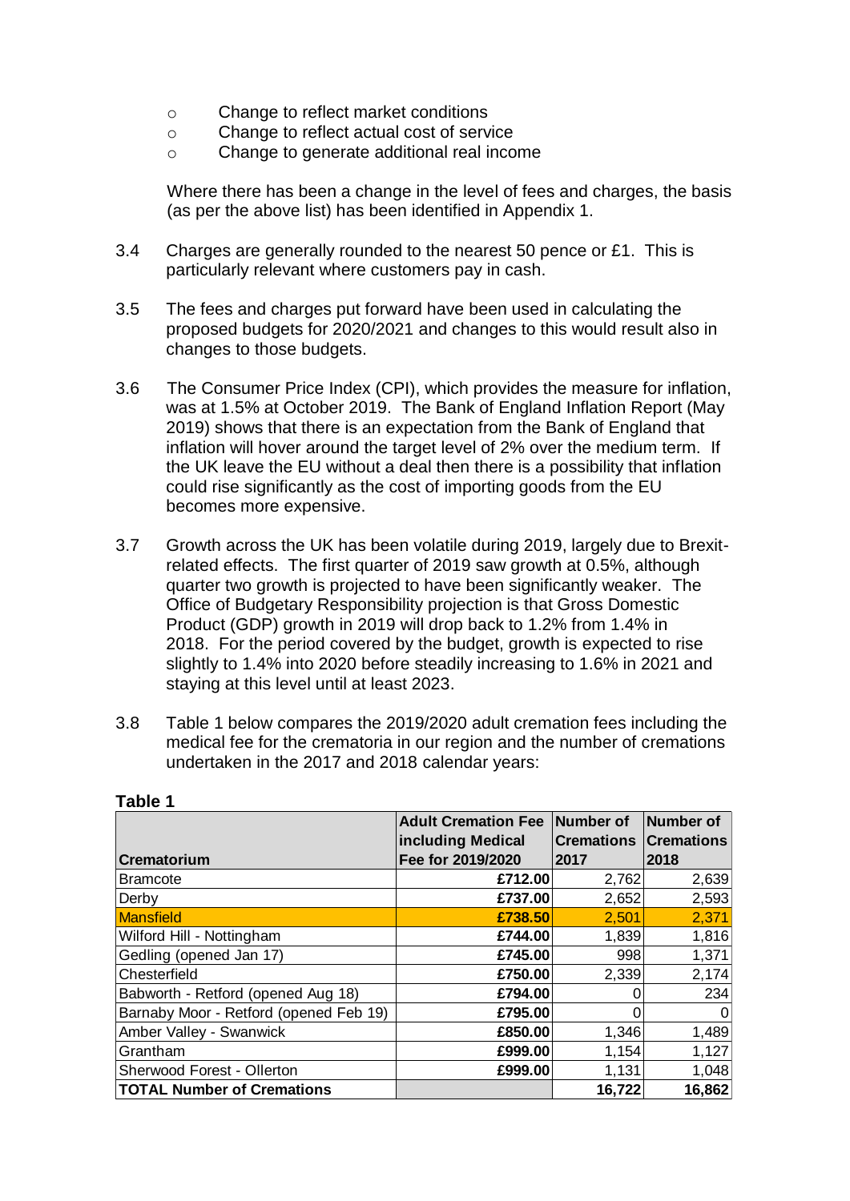- Change to reflect market conditions
- Change to reflect actual cost of service
- Change to generate additional real income

Where there has been a change in the level of fees and charges, the basis (as per the above list) has been identified in Appendix 1.

3.4 Charges are generally rounded to the nearest 50 pence or £1. This is particularly relevant where customers pay in cash.

3.5 The fees and charges put forward have been used in calculating the proposed budgets for 2020/2021 and changes to this would result also in changes to those budgets.

3.6 The Consumer Price Index (CPI), which provides the measure for inflation, was at 1.5% at October 2019. The Bank of England Inflation Report (May 2019) shows that there is an expectation from the Bank of England that inflation will hover around the target level of 2% over the medium term. If the UK leave the EU without a deal then there is a possibility that inflation could rise significantly as the cost of importing goods from the EU becomes more expensive.

3.7 Growth across the UK has been volatile during 2019, largely due to Brexit-related effects. The first quarter of 2019 saw growth at 0.5%, although quarter two growth is projected to have been significantly weaker. The Office of Budgetary Responsibility projection is that Gross Domestic Product (GDP) growth in 2019 will drop back to 1.2% from 1.4% in 2018. For the period covered by the budget, growth is expected to rise slightly to 1.4% into 2020 before steadily increasing to 1.6% in 2021 and staying at this level until at least 2023.

3.8 Table 1 below compares the 2019/2020 adult cremation fees including the medical fee for the crematoria in our region and the number of cremations undertaken in the 2017 and 2018 calendar years:

**Table 1**

| Crematorium | Adult Cremation Fee including Medical Fee for 2019/2020 | Number of Cremations 2017 | Number of Cremations 2018 |
|---|---|---|---|
| Bramcote | £712.00 | 2,762 | 2,639 |
| Derby | £737.00 | 2,652 | 2,593 |
| Mansfield | £738.50 | 2,501 | 2,371 |
| Wilford Hill - Nottingham | £744.00 | 1,839 | 1,816 |
| Gedling (opened Jan 17) | £745.00 | 998 | 1,371 |
| Chesterfield | £750.00 | 2,339 | 2,174 |
| Babworth - Retford (opened Aug 18) | £794.00 | 0 | 234 |
| Barnaby Moor - Retford (opened Feb 19) | £795.00 | 0 | 0 |
| Amber Valley - Swanwick | £850.00 | 1,346 | 1,489 |
| Grantham | £999.00 | 1,154 | 1,127 |
| Sherwood Forest - Ollerton | £999.00 | 1,131 | 1,048 |
| **TOTAL Number of Cremations** | | **16,722** | **16,862** |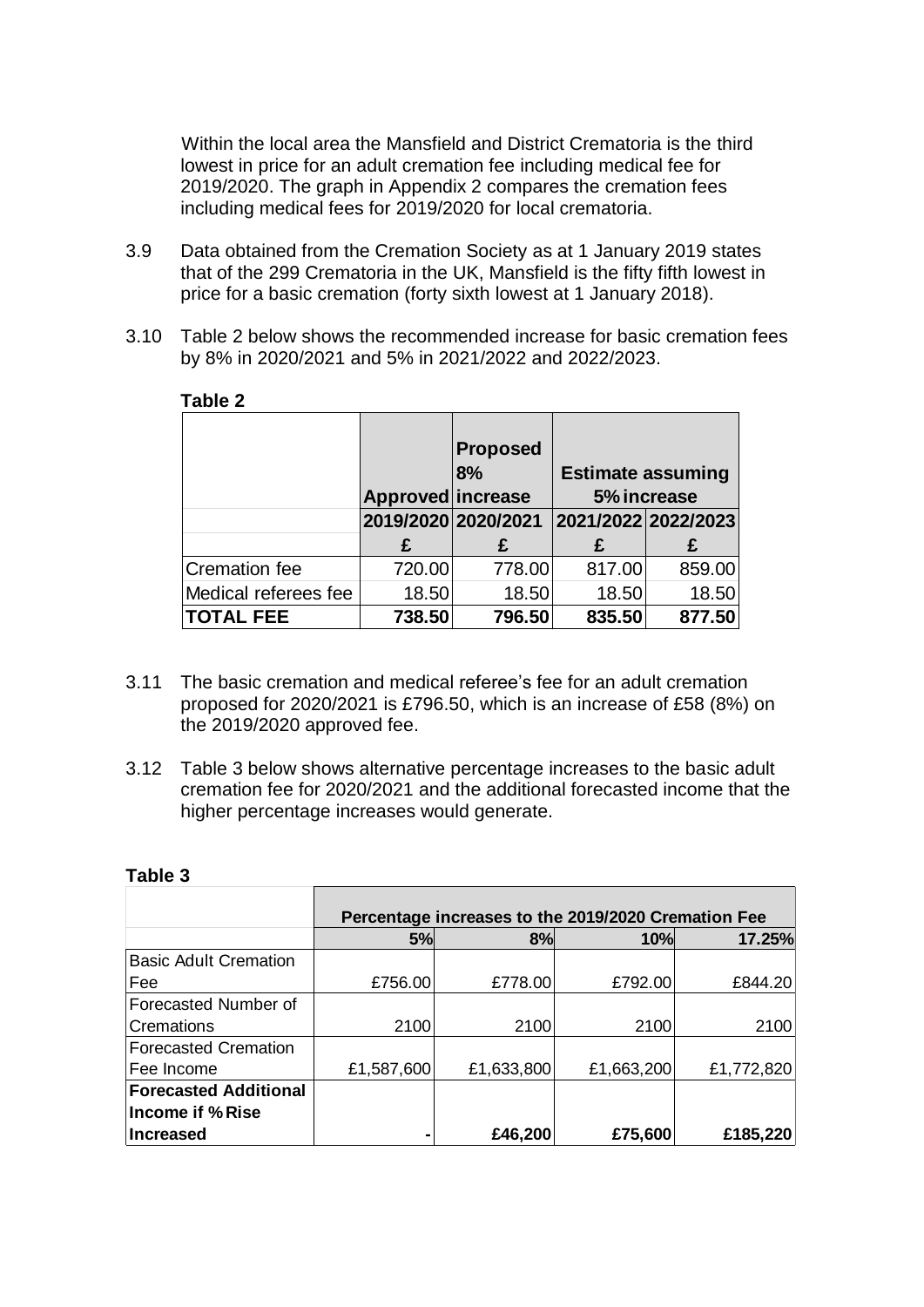Within the local area the Mansfield and District Crematoria is the third lowest in price for an adult cremation fee including medical fee for 2019/2020. The graph in Appendix 2 compares the cremation fees including medical fees for 2019/2020 for local crematoria.

3.9 Data obtained from the Cremation Society as at 1 January 2019 states that of the 299 Crematoria in the UK, Mansfield is the fifty fifth lowest in price for a basic cremation (forty sixth lowest at 1 January 2018).

3.10 Table 2 below shows the recommended increase for basic cremation fees by 8% in 2020/2021 and 5% in 2021/2022 and 2022/2023.

**Table 2**

| | Approved | Proposed 8% increase | Estimate assuming 5% increase | |
|---|---|---|---|---|
| | 2019/2020 | 2020/2021 | 2021/2022 | 2022/2023 |
| | £ | £ | £ | £ |
| Cremation fee | 720.00 | 778.00 | 817.00 | 859.00 |
| Medical referees fee | 18.50 | 18.50 | 18.50 | 18.50 |
| **TOTAL FEE** | **738.50** | **796.50** | **835.50** | **877.50** |

3.11 The basic cremation and medical referee's fee for an adult cremation proposed for 2020/2021 is £796.50, which is an increase of £58 (8%) on the 2019/2020 approved fee.

3.12 Table 3 below shows alternative percentage increases to the basic adult cremation fee for 2020/2021 and the additional forecasted income that the higher percentage increases would generate.

**Table 3**

| | Percentage increases to the 2019/2020 Cremation Fee | | | |
|---|---|---|---|---|
| | **5%** | **8%** | **10%** | **17.25%** |
| Basic Adult Cremation Fee | £756.00 | £778.00 | £792.00 | £844.20 |
| Forecasted Number of Cremations | 2100 | 2100 | 2100 | 2100 |
| Forecasted Cremation Fee Income | £1,587,600 | £1,633,800 | £1,663,200 | £1,772,820 |
| **Forecasted Additional Income if % Rise Increased** | - | **£46,200** | **£75,600** | **£185,220** |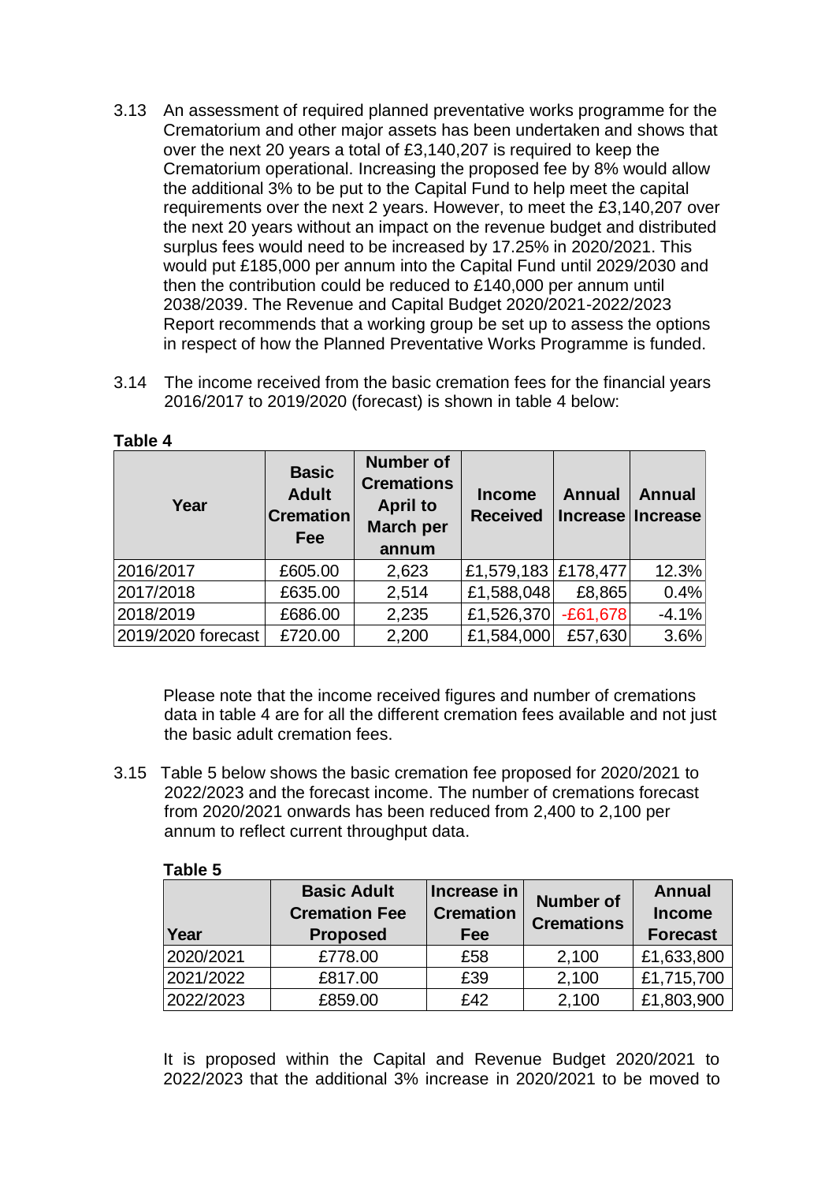3.13 An assessment of required planned preventative works programme for the Crematorium and other major assets has been undertaken and shows that over the next 20 years a total of £3,140,207 is required to keep the Crematorium operational. Increasing the proposed fee by 8% would allow the additional 3% to be put to the Capital Fund to help meet the capital requirements over the next 2 years. However, to meet the £3,140,207 over the next 20 years without an impact on the revenue budget and distributed surplus fees would need to be increased by 17.25% in 2020/2021. This would put £185,000 per annum into the Capital Fund until 2029/2030 and then the contribution could be reduced to £140,000 per annum until 2038/2039. The Revenue and Capital Budget 2020/2021-2022/2023 Report recommends that a working group be set up to assess the options in respect of how the Planned Preventative Works Programme is funded.

3.14 The income received from the basic cremation fees for the financial years 2016/2017 to 2019/2020 (forecast) is shown in table 4 below:

**Table 4**

| Year | Basic Adult Cremation Fee | Number of Cremations April to March per annum | Income Received | Annual Increase | Annual Increase |
|---|---|---|---|---|---|
| 2016/2017 | £605.00 | 2,623 | £1,579,183 | £178,477 | 12.3% |
| 2017/2018 | £635.00 | 2,514 | £1,588,048 | £8,865 | 0.4% |
| 2018/2019 | £686.00 | 2,235 | £1,526,370 | -£61,678 | -4.1% |
| 2019/2020 forecast | £720.00 | 2,200 | £1,584,000 | £57,630 | 3.6% |

Please note that the income received figures and number of cremations data in table 4 are for all the different cremation fees available and not just the basic adult cremation fees.

3.15 Table 5 below shows the basic cremation fee proposed for 2020/2021 to 2022/2023 and the forecast income. The number of cremations forecast from 2020/2021 onwards has been reduced from 2,400 to 2,100 per annum to reflect current throughput data.

**Table 5**

| Year | Basic Adult Cremation Fee Proposed | Increase in Cremation Fee | Number of Cremations | Annual Income Forecast |
|---|---|---|---|---|
| 2020/2021 | £778.00 | £58 | 2,100 | £1,633,800 |
| 2021/2022 | £817.00 | £39 | 2,100 | £1,715,700 |
| 2022/2023 | £859.00 | £42 | 2,100 | £1,803,900 |

It is proposed within the Capital and Revenue Budget 2020/2021 to 2022/2023 that the additional 3% increase in 2020/2021 to be moved to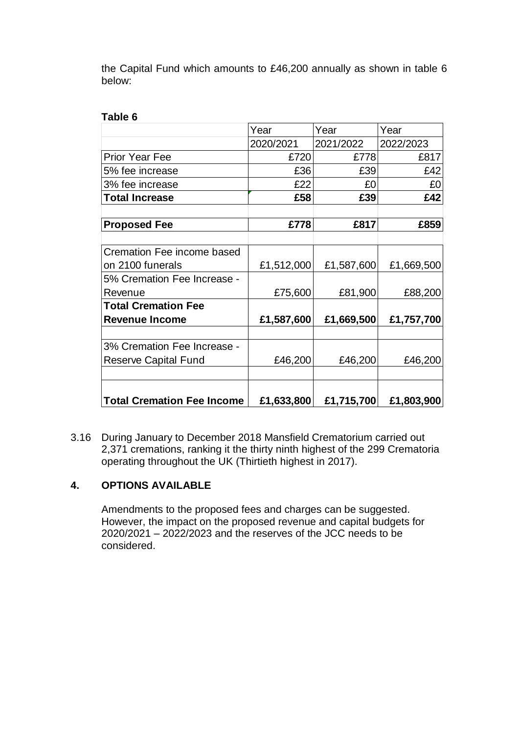the Capital Fund which amounts to £46,200 annually as shown in table 6 below:

**Table 6**

| | Year 2020/2021 | Year 2021/2022 | Year 2022/2023 |
|---|---|---|---|
| Prior Year Fee | £720 | £778 | £817 |
| 5% fee increase | £36 | £39 | £42 |
| 3% fee increase | £22 | £0 | £0 |
| **Total Increase** | **£58** | **£39** | **£42** |
| | | | |
| **Proposed Fee** | **£778** | **£817** | **£859** |
| | | | |
| Cremation Fee income based on 2100 funerals | £1,512,000 | £1,587,600 | £1,669,500 |
| 5% Cremation Fee Increase - Revenue | £75,600 | £81,900 | £88,200 |
| **Total Cremation Fee Revenue Income** | **£1,587,600** | **£1,669,500** | **£1,757,700** |
| | | | |
| 3% Cremation Fee Increase - Reserve Capital Fund | £46,200 | £46,200 | £46,200 |
| | | | |
| **Total Cremation Fee Income** | **£1,633,800** | **£1,715,700** | **£1,803,900** |

3.16 During January to December 2018 Mansfield Crematorium carried out 2,371 cremations, ranking it the thirty ninth highest of the 299 Crematoria operating throughout the UK (Thirtieth highest in 2017).

## 4. OPTIONS AVAILABLE

Amendments to the proposed fees and charges can be suggested. However, the impact on the proposed revenue and capital budgets for 2020/2021 – 2022/2023 and the reserves of the JCC needs to be considered.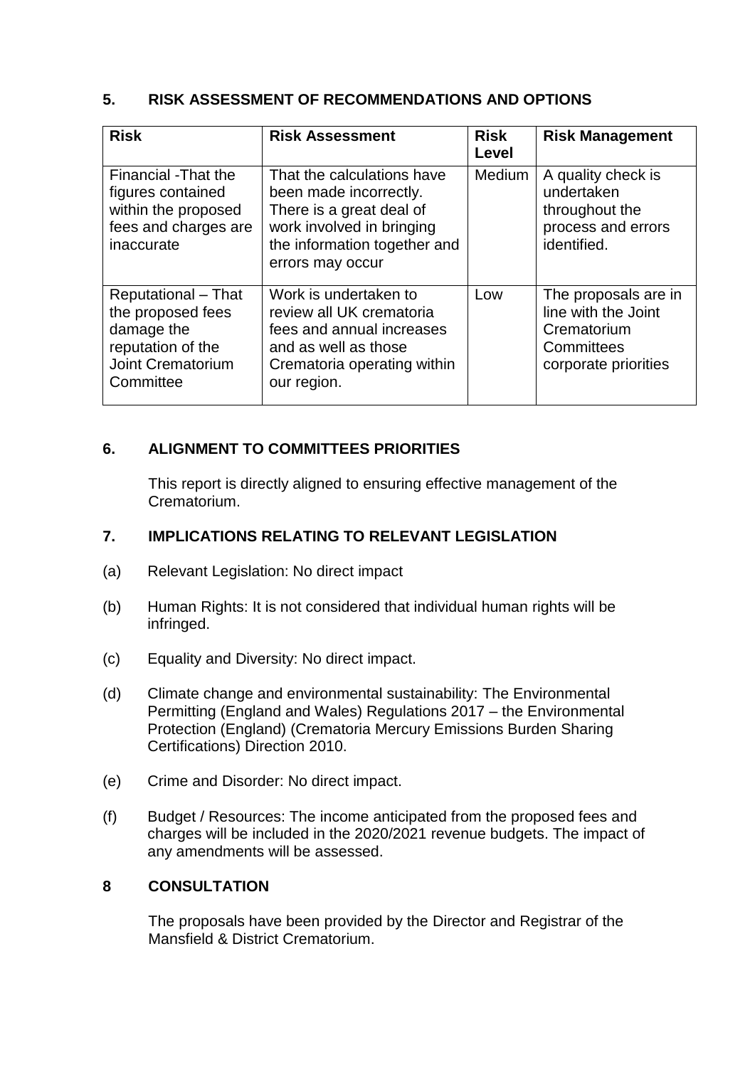## 5. RISK ASSESSMENT OF RECOMMENDATIONS AND OPTIONS

| Risk | Risk Assessment | Risk Level | Risk Management |
| --- | --- | --- | --- |
| Financial -That the figures contained within the proposed fees and charges are inaccurate | That the calculations have been made incorrectly. There is a great deal of work involved in bringing the information together and errors may occur | Medium | A quality check is undertaken throughout the process and errors identified. |
| Reputational – That the proposed fees damage the reputation of the Joint Crematorium Committee | Work is undertaken to review all UK crematoria fees and annual increases and as well as those Crematoria operating within our region. | Low | The proposals are in line with the Joint Crematorium Committees corporate priorities |

## 6. ALIGNMENT TO COMMITTEES PRIORITIES

This report is directly aligned to ensuring effective management of the Crematorium.

## 7. IMPLICATIONS RELATING TO RELEVANT LEGISLATION

(a) Relevant Legislation: No direct impact

(b) Human Rights: It is not considered that individual human rights will be infringed.

(c) Equality and Diversity: No direct impact.

(d) Climate change and environmental sustainability: The Environmental Permitting (England and Wales) Regulations 2017 – the Environmental Protection (England) (Crematoria Mercury Emissions Burden Sharing Certifications) Direction 2010.

(e) Crime and Disorder: No direct impact.

(f) Budget / Resources: The income anticipated from the proposed fees and charges will be included in the 2020/2021 revenue budgets. The impact of any amendments will be assessed.

## 8 CONSULTATION

The proposals have been provided by the Director and Registrar of the Mansfield & District Crematorium.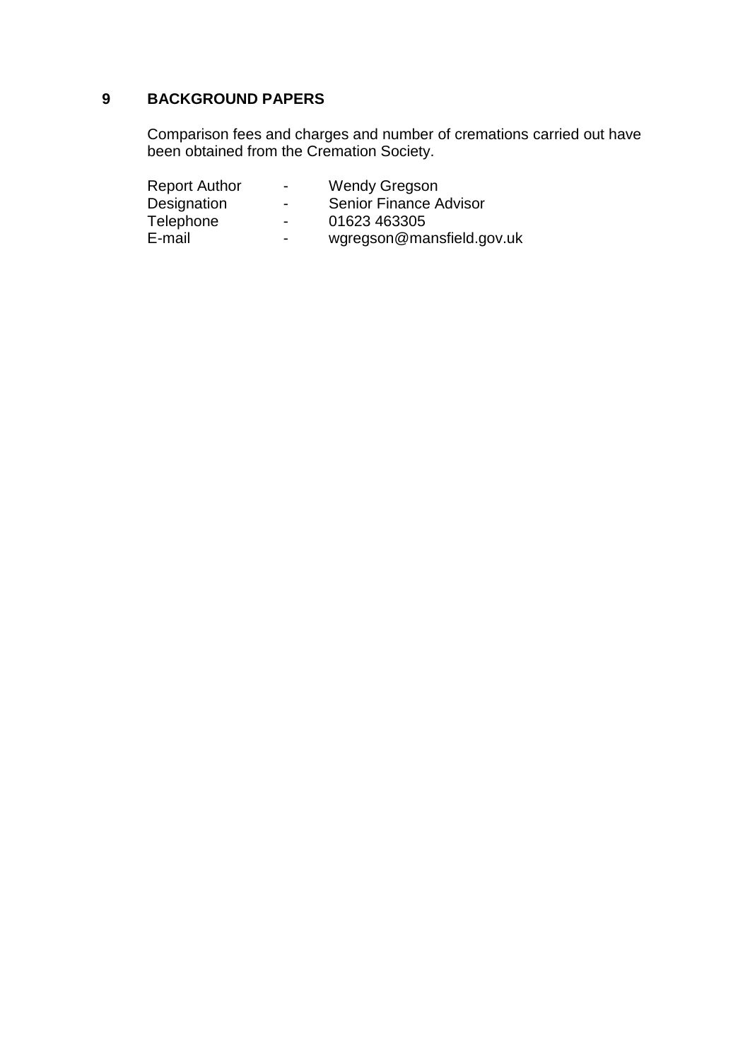## 9 BACKGROUND PAPERS

Comparison fees and charges and number of cremations carried out have been obtained from the Cremation Society.

| | | |
|---|---|---|
| Report Author | - | Wendy Gregson |
| Designation | - | Senior Finance Advisor |
| Telephone | - | 01623 463305 |
| E-mail | - | wgregson@mansfield.gov.uk |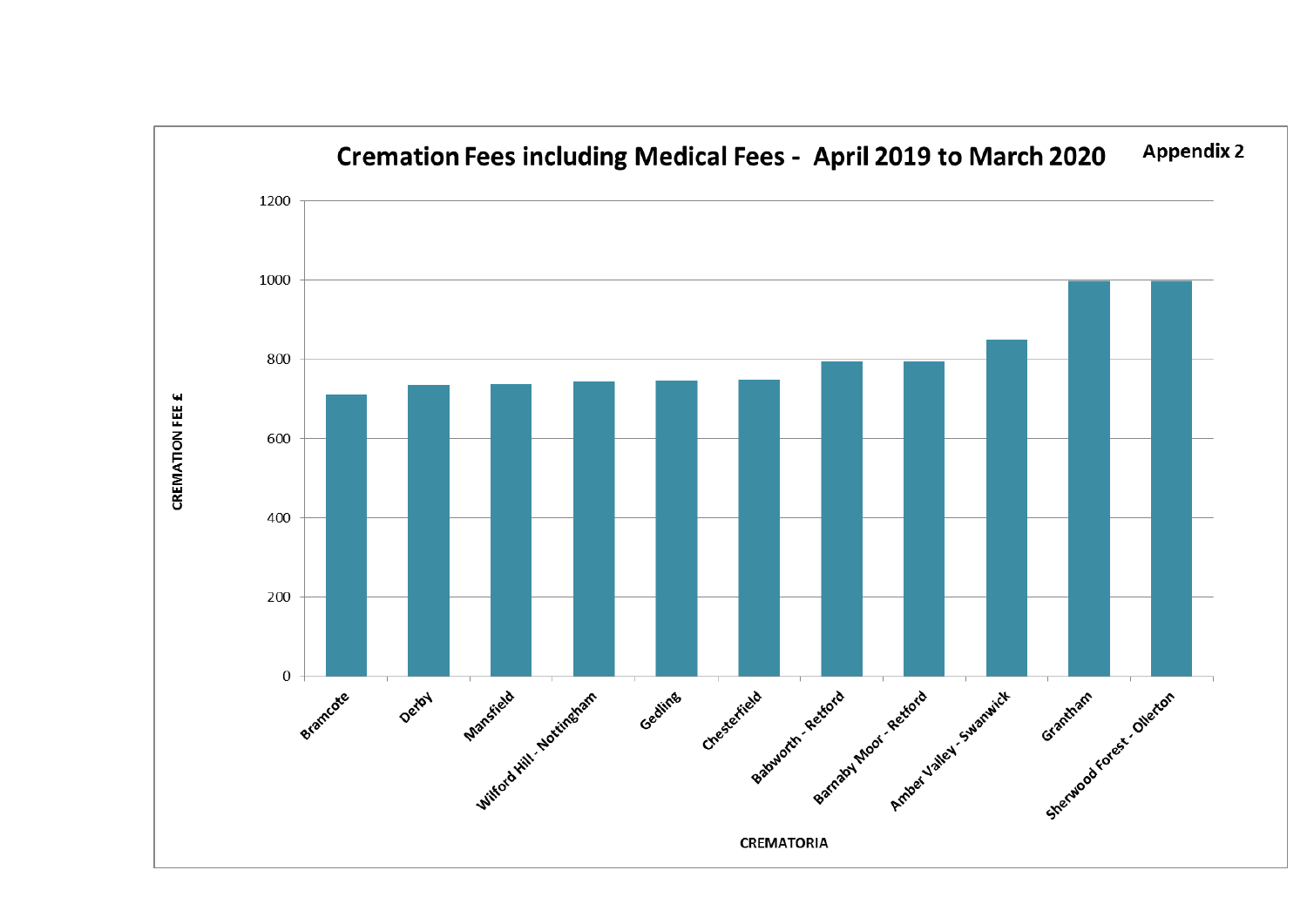Appendix 2

# Cremation Fees including Medical Fees - April 2019 to March 2020

CREMATION FEE £

1200
1000
800
600
400
200
0

Bramcote
Derby
Mansfield
Wilford Hill - Nottingham
Gedling
Chesterfield
Babworth - Retford
Barnaby Moor - Retford
Amber Valley - Swanwick
Grantham
Sherwood Forest - Ollerton

CREMATORIA